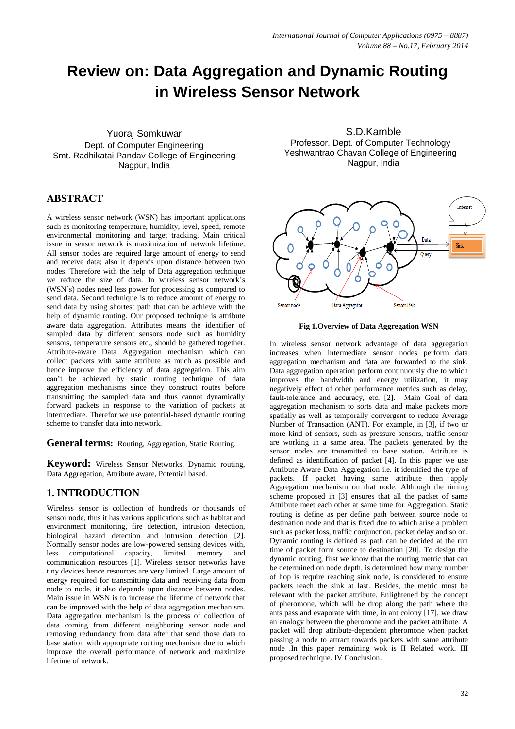# Review on: Data Aggregation and Dynamic Routing in Wireless Sensor Network

Yuoraj Somkuwar
Dept. of Computer Engineering
Smt. Radhikatai Pandav College of Engineering
Nagpur, India

S.D.Kamble
Professor, Dept. of Computer Technology
Yeshwantrao Chavan College of Engineering
Nagpur, India

## ABSTRACT

A wireless sensor network (WSN) has important applications such as monitoring temperature, humidity, level, speed, remote environmental monitoring and target tracking. Main critical issue in sensor network is maximization of network lifetime. All sensor nodes are required large amount of energy to send and receive data; also it depends upon distance between two nodes. Therefore with the help of Data aggregation technique we reduce the size of data. In wireless sensor network's (WSN's) nodes need less power for processing as compared to send data. Second technique is to reduce amount of energy to send data by using shortest path that can be achieve with the help of dynamic routing. Our proposed technique is attribute aware data aggregation. Attributes means the identifier of sampled data by different sensors node such as humidity sensors, temperature sensors etc., should be gathered together. Attribute-aware Data Aggregation mechanism which can collect packets with same attribute as much as possible and hence improve the efficiency of data aggregation. This aim can't be achieved by static routing technique of data aggregation mechanisms since they construct routes before transmitting the sampled data and thus cannot dynamically forward packets in response to the variation of packets at intermediate. Therefor we use potential-based dynamic routing scheme to transfer data into network.

**General terms:** Routing, Aggregation, Static Routing.

**Keyword:** Wireless Sensor Networks, Dynamic routing, Data Aggregation, Attribute aware, Potential based.

## 1. INTRODUCTION

Wireless sensor is collection of hundreds or thousands of sensor node, thus it has various applications such as habitat and environment monitoring, fire detection, intrusion detection, biological hazard detection and intrusion detection [2]. Normally sensor nodes are low-powered sensing devices with, less computational capacity, limited memory and communication resources [1]. Wireless sensor networks have tiny devices hence resources are very limited. Large amount of energy required for transmitting data and receiving data from node to node, it also depends upon distance between nodes. Main issue in WSN is to increase the lifetime of network that can be improved with the help of data aggregation mechanism. Data aggregation mechanism is the process of collection of data coming from different neighboring sensor node and removing redundancy from data after that send those data to base station with appropriate routing mechanism due to which improve the overall performance of network and maximize lifetime of network.

**Fig 1.Overview of Data Aggregation WSN**

In wireless sensor network advantage of data aggregation increases when intermediate sensor nodes perform data aggregation mechanism and data are forwarded to the sink. Data aggregation operation perform continuously due to which improves the bandwidth and energy utilization, it may negatively effect of other performance metrics such as delay, fault-tolerance and accuracy, etc. [2]. Main Goal of data aggregation mechanism to sorts data and make packets more spatially as well as temporally convergent to reduce Average Number of Transaction (ANT). For example, in [3], if two or more kind of sensors, such as pressure sensors, traffic sensor are working in a same area. The packets generated by the sensor nodes are transmitted to base station. Attribute is defined as identification of packet [4]. In this paper we use Attribute Aware Data Aggregation i.e. it identified the type of packets. If packet having same attribute then apply Aggregation mechanism on that node. Although the timing scheme proposed in [3] ensures that all the packet of same Attribute meet each other at same time for Aggregation. Static routing is define as per define path between source node to destination node and that is fixed due to which arise a problem such as packet loss, traffic conjunction, packet delay and so on. Dynamic routing is defined as path can be decided at the run time of packet form source to destination [20]. To design the dynamic routing, first we know that the routing metric that can be determined on node depth, is determined how many number of hop is require reaching sink node, is considered to ensure packets reach the sink at last. Besides, the metric must be relevant with the packet attribute. Enlightened by the concept of pheromone, which will be drop along the path where the ants pass and evaporate with time, in ant colony [17], we draw an analogy between the pheromone and the packet attribute. A packet will drop attribute-dependent pheromone when packet passing a node to attract towards packets with same attribute node .In this paper remaining wok is II Related work. III proposed technique. IV Conclusion.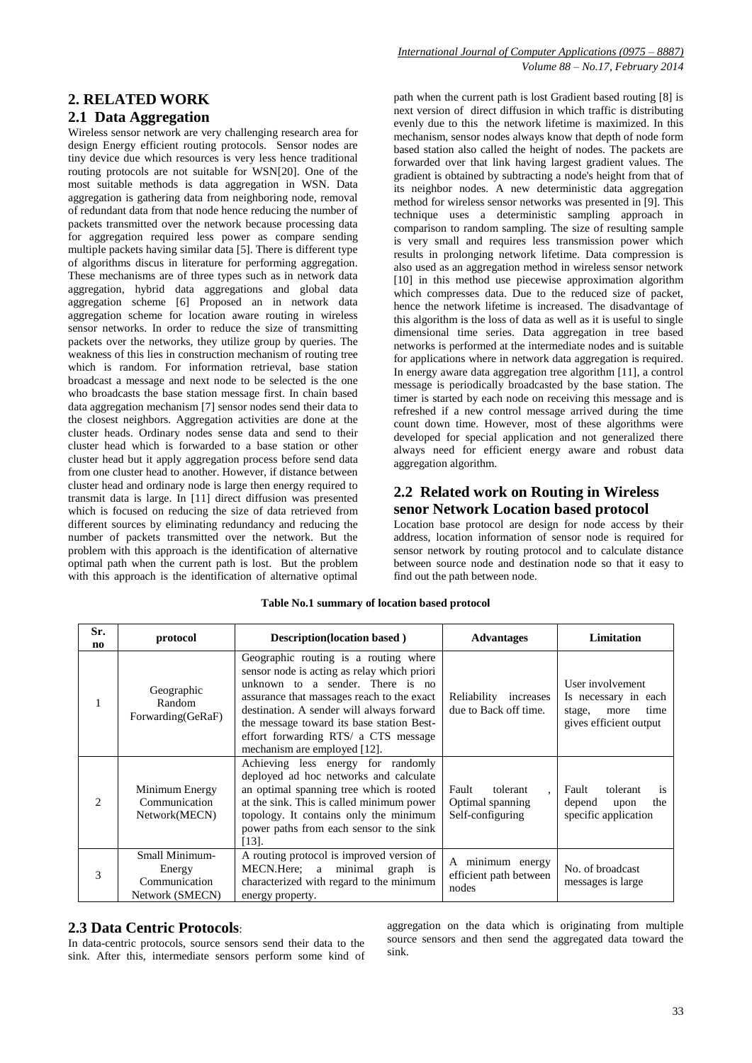## 2. RELATED WORK

### 2.1 Data Aggregation

Wireless sensor network are very challenging research area for design Energy efficient routing protocols. Sensor nodes are tiny device due which resources is very less hence traditional routing protocols are not suitable for WSN[20]. One of the most suitable methods is data aggregation in WSN. Data aggregation is gathering data from neighboring node, removal of redundant data from that node hence reducing the number of packets transmitted over the network because processing data for aggregation required less power as compare sending multiple packets having similar data [5]. There is different type of algorithms discus in literature for performing aggregation. These mechanisms are of three types such as in network data aggregation, hybrid data aggregations and global data aggregation scheme [6] Proposed an in network data aggregation scheme for location aware routing in wireless sensor networks. In order to reduce the size of transmitting packets over the networks, they utilize group by queries. The weakness of this lies in construction mechanism of routing tree which is random. For information retrieval, base station broadcast a message and next node to be selected is the one who broadcasts the base station message first. In chain based data aggregation mechanism [7] sensor nodes send their data to the closest neighbors. Aggregation activities are done at the cluster heads. Ordinary nodes sense data and send to their cluster head which is forwarded to a base station or other cluster head but it apply aggregation process before send data from one cluster head to another. However, if distance between cluster head and ordinary node is large then energy required to transmit data is large. In [11] direct diffusion was presented which is focused on reducing the size of data retrieved from different sources by eliminating redundancy and reducing the number of packets transmitted over the network. But the problem with this approach is the identification of alternative optimal path when the current path is lost. But the problem with this approach is the identification of alternative optimal path when the current path is lost Gradient based routing [8] is next version of direct diffusion in which traffic is distributing evenly due to this the network lifetime is maximized. In this mechanism, sensor nodes always know that depth of node form based station also called the height of nodes. The packets are forwarded over that link having largest gradient values. The gradient is obtained by subtracting a node's height from that of its neighbor nodes. A new deterministic data aggregation method for wireless sensor networks was presented in [9]. This technique uses a deterministic sampling approach in comparison to random sampling. The size of resulting sample is very small and requires less transmission power which results in prolonging network lifetime. Data compression is also used as an aggregation method in wireless sensor network [10] in this method use piecewise approximation algorithm which compresses data. Due to the reduced size of packet, hence the network lifetime is increased. The disadvantage of this algorithm is the loss of data as well as it is useful to single dimensional time series. Data aggregation in tree based networks is performed at the intermediate nodes and is suitable for applications where in network data aggregation is required. In energy aware data aggregation tree algorithm [11], a control message is periodically broadcasted by the base station. The timer is started by each node on receiving this message and is refreshed if a new control message arrived during the time count down time. However, most of these algorithms were developed for special application and not generalized there always need for efficient energy aware and robust data aggregation algorithm.

### 2.2 Related work on Routing in Wireless senor Network Location based protocol

Location base protocol are design for node access by their address, location information of sensor node is required for sensor network by routing protocol and to calculate distance between source node and destination node so that it easy to find out the path between node.

**Table No.1 summary of location based protocol**

| Sr. no | protocol | Description(location based ) | Advantages | Limitation |
|---|---|---|---|---|
| 1 | Geographic Random Forwarding(GeRaF) | Geographic routing is a routing where sensor node is acting as relay which priori unknown to a sender. There is no assurance that massages reach to the exact destination. A sender will always forward the message toward its base station Best-effort forwarding RTS/ a CTS message mechanism are employed [12]. | Reliability increases due to Back off time. | User involvement Is necessary in each stage, more time gives efficient output |
| 2 | Minimum Energy Communication Network(MECN) | Achieving less energy for randomly deployed ad hoc networks and calculate an optimal spanning tree which is rooted at the sink. This is called minimum power topology. It contains only the minimum power paths from each sensor to the sink [13]. | Fault tolerant , Optimal spanning Self-configuring | Fault tolerant is depend upon the specific application |
| 3 | Small Minimum-Energy Communication Network (SMECN) | A routing protocol is improved version of MECN.Here; a minimal graph is characterized with regard to the minimum energy property. | A minimum energy efficient path between nodes | No. of broadcast messages is large |

### 2.3 Data Centric Protocols:

In data-centric protocols, source sensors send their data to the sink. After this, intermediate sensors perform some kind of aggregation on the data which is originating from multiple source sensors and then send the aggregated data toward the sink.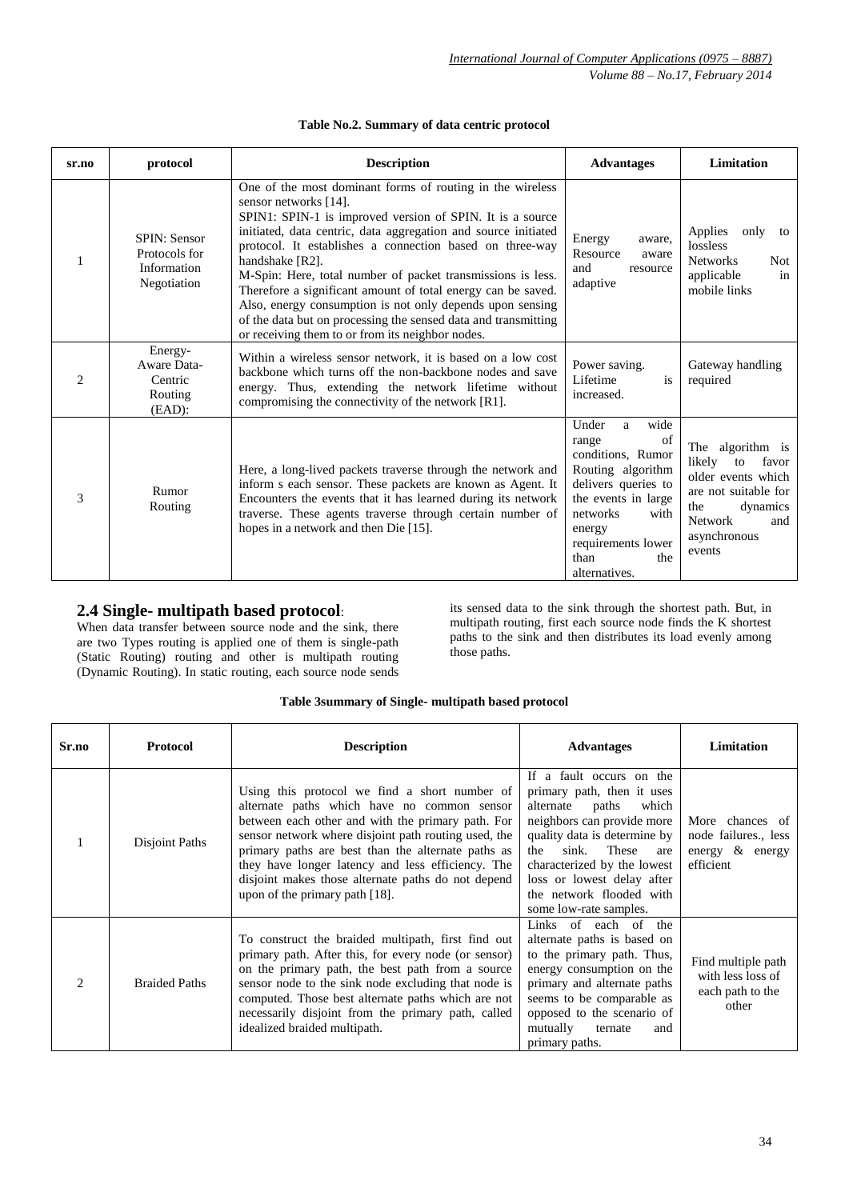**Table No.2. Summary of data centric protocol**

| sr.no | protocol | Description | Advantages | Limitation |
|---|---|---|---|---|
| 1 | SPIN: Sensor Protocols for Information Negotiation | One of the most dominant forms of routing in the wireless sensor networks [14]. SPIN1: SPIN-1 is improved version of SPIN. It is a source initiated, data centric, data aggregation and source initiated protocol. It establishes a connection based on three-way handshake [R2]. M-Spin: Here, total number of packet transmissions is less. Therefore a significant amount of total energy can be saved. Also, energy consumption is not only depends upon sensing of the data but on processing the sensed data and transmitting or receiving them to or from its neighbor nodes. | Energy aware, Resource aware and resource adaptive | Applies only to lossless Networks Not applicable in mobile links |
| 2 | Energy-Aware Data-Centric Routing (EAD): | Within a wireless sensor network, it is based on a low cost backbone which turns off the non-backbone nodes and save energy. Thus, extending the network lifetime without compromising the connectivity of the network [R1]. | Power saving. Lifetime is increased. | Gateway handling required |
| 3 | Rumor Routing | Here, a long-lived packets traverse through the network and inform s each sensor. These packets are known as Agent. It Encounters the events that it has learned during its network traverse. These agents traverse through certain number of hopes in a network and then Die [15]. | Under a wide range of conditions, Rumor Routing algorithm delivers queries to the events in large networks with energy requirements lower than the alternatives. | The algorithm is likely to favor older events which are not suitable for the dynamics Network and asynchronous events |

## 2.4 Single- multipath based protocol:

When data transfer between source node and the sink, there are two Types routing is applied one of them is single-path (Static Routing) routing and other is multipath routing (Dynamic Routing). In static routing, each source node sends its sensed data to the sink through the shortest path. But, in multipath routing, first each source node finds the K shortest paths to the sink and then distributes its load evenly among those paths.

**Table 3summary of Single- multipath based protocol**

| Sr.no | Protocol | Description | Advantages | Limitation |
|---|---|---|---|---|
| 1 | Disjoint Paths | Using this protocol we find a short number of alternate paths which have no common sensor between each other and with the primary path. For sensor network where disjoint path routing used, the primary paths are best than the alternate paths as they have longer latency and less efficiency. The disjoint makes those alternate paths do not depend upon of the primary path [18]. | If a fault occurs on the primary path, then it uses alternate paths which neighbors can provide more quality data is determine by the sink. These are characterized by the lowest loss or lowest delay after the network flooded with some low-rate samples. | More chances of node failures., less energy & energy efficient |
| 2 | Braided Paths | To construct the braided multipath, first find out primary path. After this, for every node (or sensor) on the primary path, the best path from a source sensor node to the sink node excluding that node is computed. Those best alternate paths which are not necessarily disjoint from the primary path, called idealized braided multipath. | Links of each of the alternate paths is based on to the primary path. Thus, energy consumption on the primary and alternate paths seems to be comparable as opposed to the scenario of mutually ternate and primary paths. | Find multiple path with less loss of each path to the other |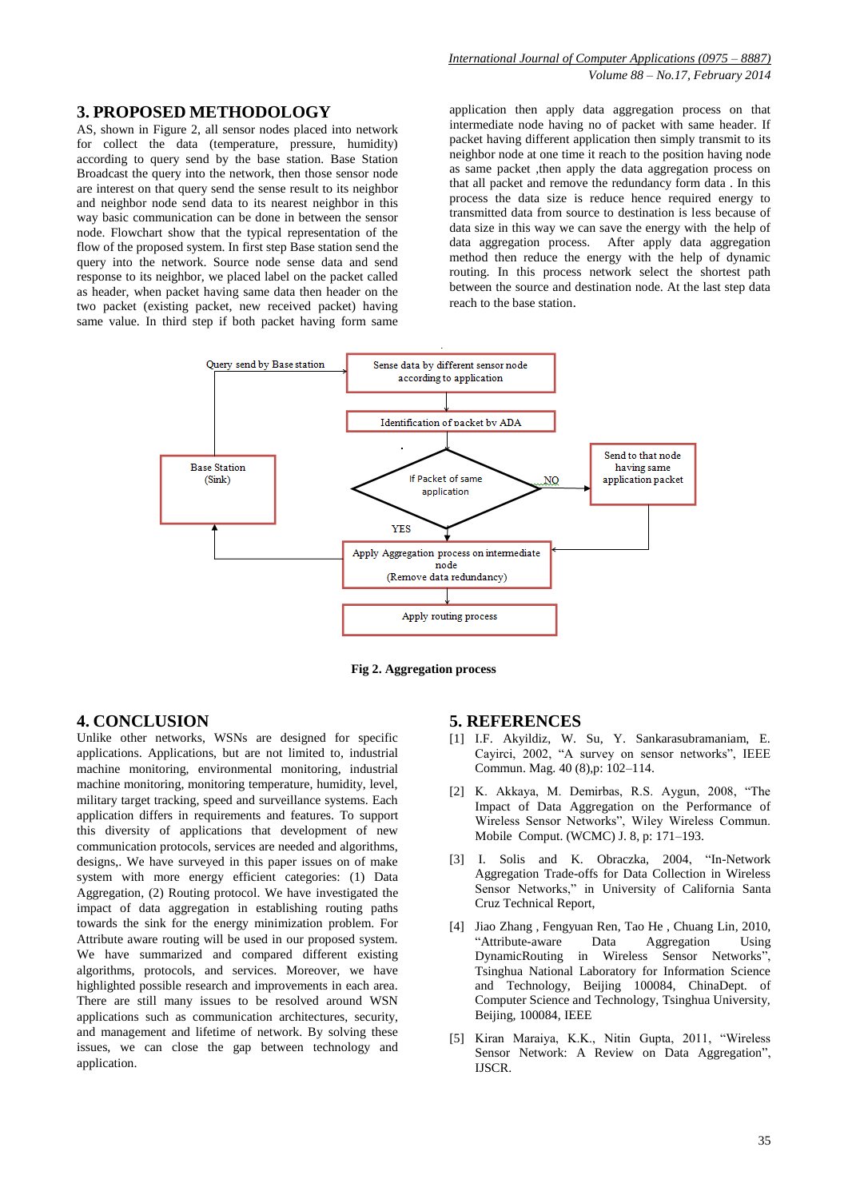## 3. PROPOSED METHODOLOGY

AS, shown in Figure 2, all sensor nodes placed into network for collect the data (temperature, pressure, humidity) according to query send by the base station. Base Station Broadcast the query into the network, then those sensor node are interest on that query send the sense result to its neighbor and neighbor node send data to its nearest neighbor in this way basic communication can be done in between the sensor node. Flowchart show that the typical representation of the flow of the proposed system. In first step Base station send the query into the network. Source node sense data and send response to its neighbor, we placed label on the packet called as header, when packet having same data then header on the two packet (existing packet, new received packet) having same value. In third step if both packet having form same application then apply data aggregation process on that intermediate node having no of packet with same header. If packet having different application then simply transmit to its neighbor node at one time it reach to the position having node as same packet ,then apply the data aggregation process on that all packet and remove the redundancy form data . In this process the data size is reduce hence required energy to transmitted data from source to destination is less because of data size in this way we can save the energy with the help of data aggregation process. After apply data aggregation method then reduce the energy with the help of dynamic routing. In this process network select the shortest path between the source and destination node. At the last step data reach to the base station.

Query send by Base station → Sense data by different sensor node according to application → Identification of packet by ADA → If Packet of same application? NO → Send to that node having same application packet → Apply Aggregation process on intermediate node (Remove data redundancy); YES → Apply Aggregation process on intermediate node (Remove data redundancy) → Apply routing process; Apply Aggregation process → Base Station (Sink) → Query send by Base station

**Fig 2. Aggregation process**

## 4. CONCLUSION

Unlike other networks, WSNs are designed for specific applications. Applications, but are not limited to, industrial machine monitoring, environmental monitoring, industrial machine monitoring, monitoring temperature, humidity, level, military target tracking, speed and surveillance systems. Each application differs in requirements and features. To support this diversity of applications that development of new communication protocols, services are needed and algorithms, designs,. We have surveyed in this paper issues on of make system with more energy efficient categories: (1) Data Aggregation, (2) Routing protocol. We have investigated the impact of data aggregation in establishing routing paths towards the sink for the energy minimization problem. For Attribute aware routing will be used in our proposed system. We have summarized and compared different existing algorithms, protocols, and services. Moreover, we have highlighted possible research and improvements in each area. There are still many issues to be resolved around WSN applications such as communication architectures, security, and management and lifetime of network. By solving these issues, we can close the gap between technology and application.

## 5. REFERENCES

[1] I.F. Akyildiz, W. Su, Y. Sankarasubramaniam, E. Cayirci, 2002, "A survey on sensor networks", IEEE Commun. Mag. 40 (8),p: 102–114.

[2] K. Akkaya, M. Demirbas, R.S. Aygun, 2008, "The Impact of Data Aggregation on the Performance of Wireless Sensor Networks", Wiley Wireless Commun. Mobile Comput. (WCMC) J. 8, p: 171–193.

[3] I. Solis and K. Obraczka, 2004, "In-Network Aggregation Trade-offs for Data Collection in Wireless Sensor Networks," in University of California Santa Cruz Technical Report,

[4] Jiao Zhang , Fengyuan Ren, Tao He , Chuang Lin, 2010, "Attribute-aware Data Aggregation Using DynamicRouting in Wireless Sensor Networks", Tsinghua National Laboratory for Information Science and Technology, Beijing 100084, ChinaDept. of Computer Science and Technology, Tsinghua University, Beijing, 100084, IEEE

[5] Kiran Maraiya, K.K., Nitin Gupta, 2011, "Wireless Sensor Network: A Review on Data Aggregation", IJSCR.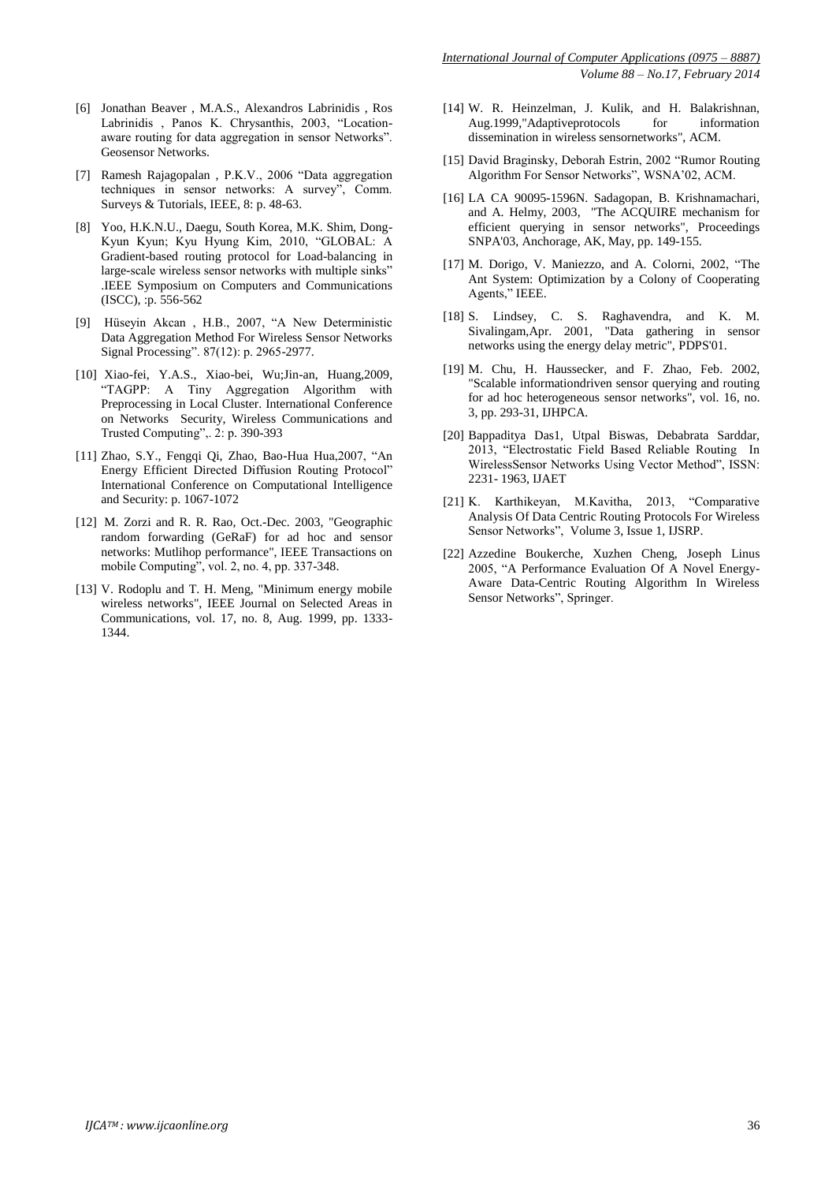[6] Jonathan Beaver , M.A.S., Alexandros Labrinidis , Ros Labrinidis , Panos K. Chrysanthis, 2003, "Location-aware routing for data aggregation in sensor Networks". Geosensor Networks.

[7] Ramesh Rajagopalan , P.K.V., 2006 "Data aggregation techniques in sensor networks: A survey", Comm. Surveys & Tutorials, IEEE, 8: p. 48-63.

[8] Yoo, H.K.N.U., Daegu, South Korea, M.K. Shim, Dong-Kyun Kyun; Kyu Hyung Kim, 2010, "GLOBAL: A Gradient-based routing protocol for Load-balancing in large-scale wireless sensor networks with multiple sinks" .IEEE Symposium on Computers and Communications (ISCC), :p. 556-562

[9] Hüseyin Akcan , H.B., 2007, "A New Deterministic Data Aggregation Method For Wireless Sensor Networks Signal Processing". 87(12): p. 2965-2977.

[10] Xiao-fei, Y.A.S., Xiao-bei, Wu;Jin-an, Huang,2009, "TAGPP: A Tiny Aggregation Algorithm with Preprocessing in Local Cluster. International Conference on Networks Security, Wireless Communications and Trusted Computing",. 2: p. 390-393

[11] Zhao, S.Y., Fengqi Qi, Zhao, Bao-Hua Hua,2007, "An Energy Efficient Directed Diffusion Routing Protocol" International Conference on Computational Intelligence and Security: p. 1067-1072

[12] M. Zorzi and R. R. Rao, Oct.-Dec. 2003, "Geographic random forwarding (GeRaF) for ad hoc and sensor networks: Mutlihop performance", IEEE Transactions on mobile Computing", vol. 2, no. 4, pp. 337-348.

[13] V. Rodoplu and T. H. Meng, "Minimum energy mobile wireless networks", IEEE Journal on Selected Areas in Communications, vol. 17, no. 8, Aug. 1999, pp. 1333-1344.

[14] W. R. Heinzelman, J. Kulik, and H. Balakrishnan, Aug.1999,"Adaptiveprotocols for information dissemination in wireless sensornetworks", ACM.

[15] David Braginsky, Deborah Estrin, 2002 "Rumor Routing Algorithm For Sensor Networks", WSNA'02, ACM.

[16] LA CA 90095-1596N. Sadagopan, B. Krishnamachari, and A. Helmy, 2003, "The ACQUIRE mechanism for efficient querying in sensor networks", Proceedings SNPA'03, Anchorage, AK, May, pp. 149-155.

[17] M. Dorigo, V. Maniezzo, and A. Colorni, 2002, "The Ant System: Optimization by a Colony of Cooperating Agents," IEEE.

[18] S. Lindsey, C. S. Raghavendra, and K. M. Sivalingam,Apr. 2001, "Data gathering in sensor networks using the energy delay metric", PDPS'01.

[19] M. Chu, H. Haussecker, and F. Zhao, Feb. 2002, "Scalable informationdriven sensor querying and routing for ad hoc heterogeneous sensor networks", vol. 16, no. 3, pp. 293-31, IJHPCA.

[20] Bappaditya Das1, Utpal Biswas, Debabrata Sarddar, 2013, "Electrostatic Field Based Reliable Routing In WirelessSensor Networks Using Vector Method", ISSN: 2231- 1963, IJAET

[21] K. Karthikeyan, M.Kavitha, 2013, "Comparative Analysis Of Data Centric Routing Protocols For Wireless Sensor Networks", Volume 3, Issue 1, IJSRP.

[22] Azzedine Boukerche, Xuzhen Cheng, Joseph Linus 2005, "A Performance Evaluation Of A Novel Energy-Aware Data-Centric Routing Algorithm In Wireless Sensor Networks", Springer.